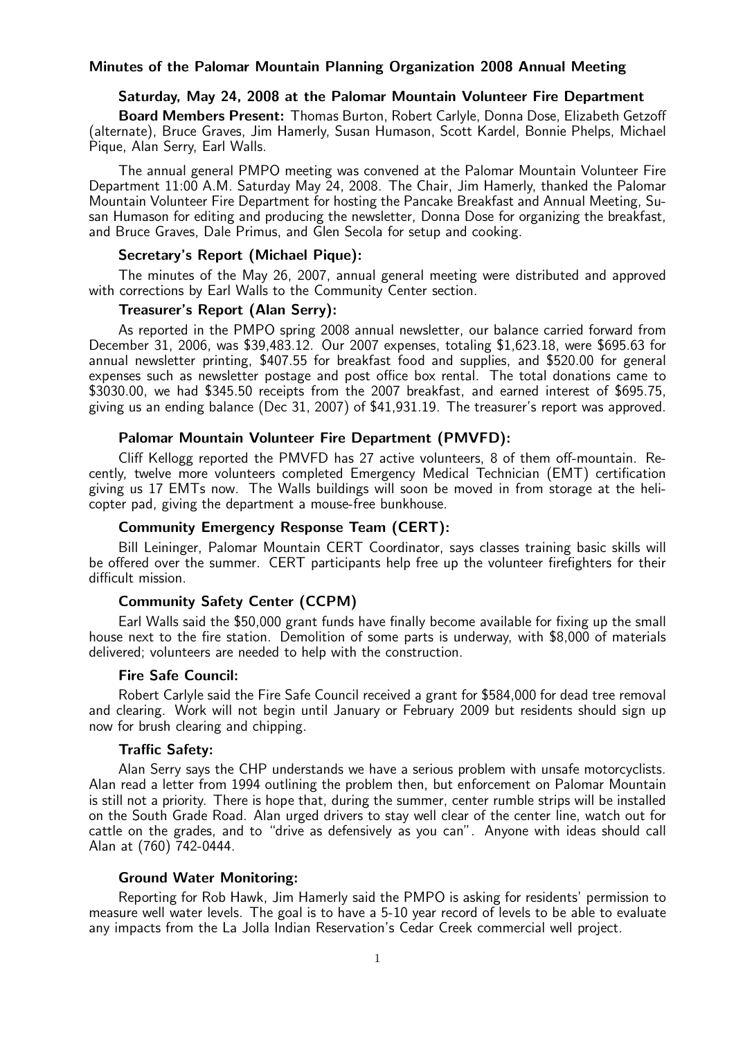# Minutes of the Palomar Mountain Planning Organization 2008 Annual Meeting

## Saturday, May 24, 2008 at the Palomar Mountain Volunteer Fire Department

**Board Members Present:** Thomas Burton, Robert Carlyle, Donna Dose, Elizabeth Getzoff (alternate), Bruce Graves, Jim Hamerly, Susan Humason, Scott Kardel, Bonnie Phelps, Michael Pique, Alan Serry, Earl Walls.

The annual general PMPO meeting was convened at the Palomar Mountain Volunteer Fire Department 11:00 A.M. Saturday May 24, 2008. The Chair, Jim Hamerly, thanked the Palomar Mountain Volunteer Fire Department for hosting the Pancake Breakfast and Annual Meeting, Susan Humason for editing and producing the newsletter, Donna Dose for organizing the breakfast, and Bruce Graves, Dale Primus, and Glen Secola for setup and cooking.

### Secretary's Report (Michael Pique):

The minutes of the May 26, 2007, annual general meeting were distributed and approved with corrections by Earl Walls to the Community Center section.

### Treasurer's Report (Alan Serry):

As reported in the PMPO spring 2008 annual newsletter, our balance carried forward from December 31, 2006, was $39,483.12. Our 2007 expenses, totaling $1,623.18, were $695.63 for annual newsletter printing, $407.55 for breakfast food and supplies, and $520.00 for general expenses such as newsletter postage and post office box rental. The total donations came to $3030.00, we had $345.50 receipts from the 2007 breakfast, and earned interest of $695.75, giving us an ending balance (Dec 31, 2007) of $41,931.19. The treasurer's report was approved.

### Palomar Mountain Volunteer Fire Department (PMVFD):

Cliff Kellogg reported the PMVFD has 27 active volunteers, 8 of them off-mountain. Recently, twelve more volunteers completed Emergency Medical Technician (EMT) certification giving us 17 EMTs now. The Walls buildings will soon be moved in from storage at the helicopter pad, giving the department a mouse-free bunkhouse.

### Community Emergency Response Team (CERT):

Bill Leininger, Palomar Mountain CERT Coordinator, says classes training basic skills will be offered over the summer. CERT participants help free up the volunteer firefighters for their difficult mission.

### Community Safety Center (CCPM)

Earl Walls said the $50,000 grant funds have finally become available for fixing up the small house next to the fire station. Demolition of some parts is underway, with $8,000 of materials delivered; volunteers are needed to help with the construction.

### Fire Safe Council:

Robert Carlyle said the Fire Safe Council received a grant for $584,000 for dead tree removal and clearing. Work will not begin until January or February 2009 but residents should sign up now for brush clearing and chipping.

### Traffic Safety:

Alan Serry says the CHP understands we have a serious problem with unsafe motorcyclists. Alan read a letter from 1994 outlining the problem then, but enforcement on Palomar Mountain is still not a priority. There is hope that, during the summer, center rumble strips will be installed on the South Grade Road. Alan urged drivers to stay well clear of the center line, watch out for cattle on the grades, and to "drive as defensively as you can". Anyone with ideas should call Alan at (760) 742-0444.

### Ground Water Monitoring:

Reporting for Rob Hawk, Jim Hamerly said the PMPO is asking for residents' permission to measure well water levels. The goal is to have a 5-10 year record of levels to be able to evaluate any impacts from the La Jolla Indian Reservation's Cedar Creek commercial well project.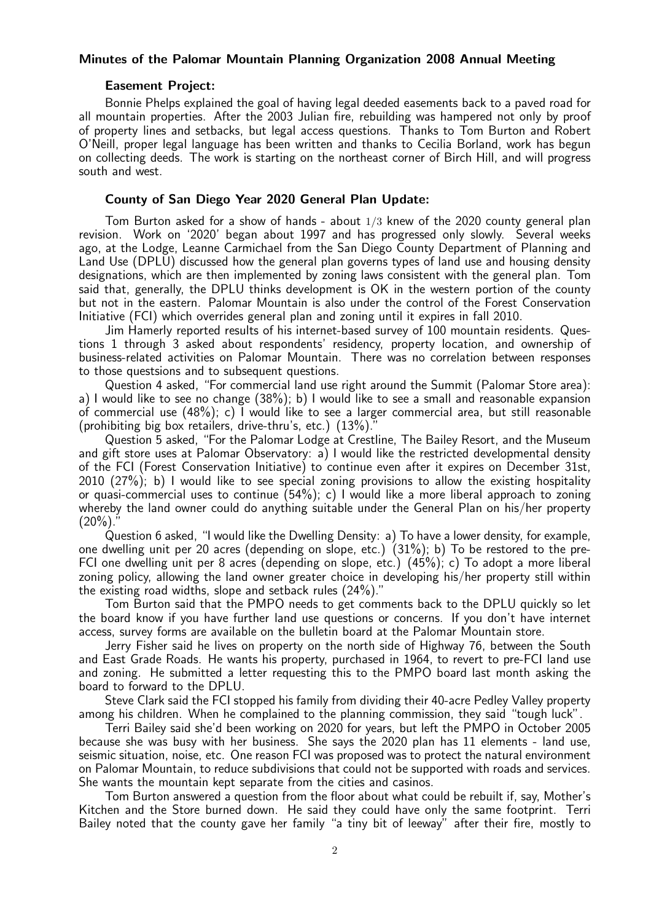**Minutes of the Palomar Mountain Planning Organization 2008 Annual Meeting**

### Easement Project:

Bonnie Phelps explained the goal of having legal deeded easements back to a paved road for all mountain properties. After the 2003 Julian fire, rebuilding was hampered not only by proof of property lines and setbacks, but legal access questions. Thanks to Tom Burton and Robert O'Neill, proper legal language has been written and thanks to Cecilia Borland, work has begun on collecting deeds. The work is starting on the northeast corner of Birch Hill, and will progress south and west.

### County of San Diego Year 2020 General Plan Update:

Tom Burton asked for a show of hands - about $1/3$ knew of the 2020 county general plan revision. Work on '2020' began about 1997 and has progressed only slowly. Several weeks ago, at the Lodge, Leanne Carmichael from the San Diego County Department of Planning and Land Use (DPLU) discussed how the general plan governs types of land use and housing density designations, which are then implemented by zoning laws consistent with the general plan. Tom said that, generally, the DPLU thinks development is OK in the western portion of the county but not in the eastern. Palomar Mountain is also under the control of the Forest Conservation Initiative (FCI) which overrides general plan and zoning until it expires in fall 2010.

Jim Hamerly reported results of his internet-based survey of 100 mountain residents. Questions 1 through 3 asked about respondents' residency, property location, and ownership of business-related activities on Palomar Mountain. There was no correlation between responses to those questsions and to subsequent questions.

Question 4 asked, "For commercial land use right around the Summit (Palomar Store area): a) I would like to see no change (38%); b) I would like to see a small and reasonable expansion of commercial use (48%); c) I would like to see a larger commercial area, but still reasonable (prohibiting big box retailers, drive-thru's, etc.) (13%)."

Question 5 asked, "For the Palomar Lodge at Crestline, The Bailey Resort, and the Museum and gift store uses at Palomar Observatory: a) I would like the restricted developmental density of the FCI (Forest Conservation Initiative) to continue even after it expires on December 31st, 2010 (27%); b) I would like to see special zoning provisions to allow the existing hospitality or quasi-commercial uses to continue (54%); c) I would like a more liberal approach to zoning whereby the land owner could do anything suitable under the General Plan on his/her property (20%)."

Question 6 asked, "I would like the Dwelling Density: a) To have a lower density, for example, one dwelling unit per 20 acres (depending on slope, etc.) (31%); b) To be restored to the pre-FCI one dwelling unit per 8 acres (depending on slope, etc.) (45%); c) To adopt a more liberal zoning policy, allowing the land owner greater choice in developing his/her property still within the existing road widths, slope and setback rules (24%)."

Tom Burton said that the PMPO needs to get comments back to the DPLU quickly so let the board know if you have further land use questions or concerns. If you don't have internet access, survey forms are available on the bulletin board at the Palomar Mountain store.

Jerry Fisher said he lives on property on the north side of Highway 76, between the South and East Grade Roads. He wants his property, purchased in 1964, to revert to pre-FCI land use and zoning. He submitted a letter requesting this to the PMPO board last month asking the board to forward to the DPLU.

Steve Clark said the FCI stopped his family from dividing their 40-acre Pedley Valley property among his children. When he complained to the planning commission, they said "tough luck".

Terri Bailey said she'd been working on 2020 for years, but left the PMPO in October 2005 because she was busy with her business. She says the 2020 plan has 11 elements - land use, seismic situation, noise, etc. One reason FCI was proposed was to protect the natural environment on Palomar Mountain, to reduce subdivisions that could not be supported with roads and services. She wants the mountain kept separate from the cities and casinos.

Tom Burton answered a question from the floor about what could be rebuilt if, say, Mother's Kitchen and the Store burned down. He said they could have only the same footprint. Terri Bailey noted that the county gave her family "a tiny bit of leeway" after their fire, mostly to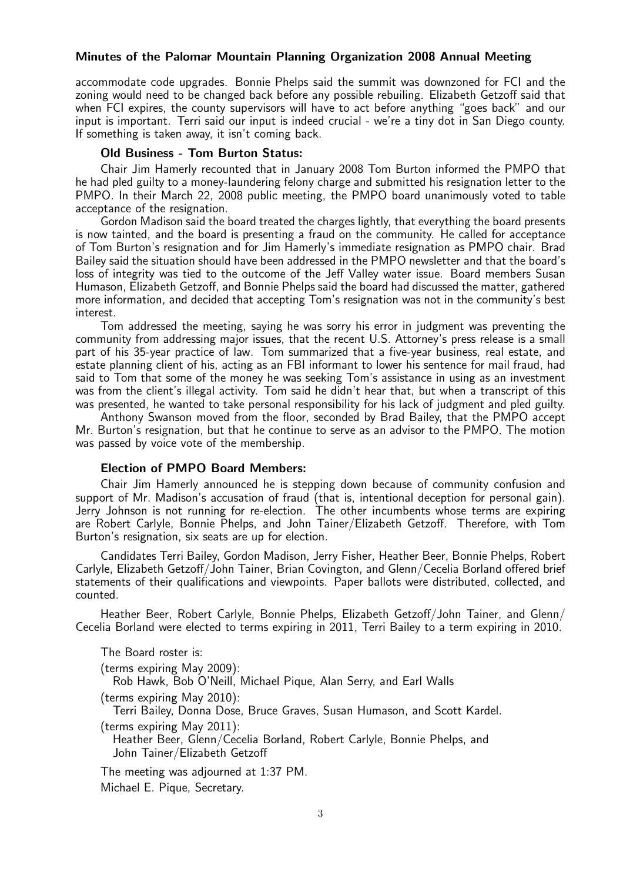accommodate code upgrades. Bonnie Phelps said the summit was downzoned for FCI and the zoning would need to be changed back before any possible rebuiling. Elizabeth Getzoff said that when FCI expires, the county supervisors will have to act before anything "goes back" and our input is important. Terri said our input is indeed crucial - we're a tiny dot in San Diego county. If something is taken away, it isn't coming back.

### Old Business - Tom Burton Status:

Chair Jim Hamerly recounted that in January 2008 Tom Burton informed the PMPO that he had pled guilty to a money-laundering felony charge and submitted his resignation letter to the PMPO. In their March 22, 2008 public meeting, the PMPO board unanimously voted to table acceptance of the resignation.

Gordon Madison said the board treated the charges lightly, that everything the board presents is now tainted, and the board is presenting a fraud on the community. He called for acceptance of Tom Burton's resignation and for Jim Hamerly's immediate resignation as PMPO chair. Brad Bailey said the situation should have been addressed in the PMPO newsletter and that the board's loss of integrity was tied to the outcome of the Jeff Valley water issue. Board members Susan Humason, Elizabeth Getzoff, and Bonnie Phelps said the board had discussed the matter, gathered more information, and decided that accepting Tom's resignation was not in the community's best interest.

Tom addressed the meeting, saying he was sorry his error in judgment was preventing the community from addressing major issues, that the recent U.S. Attorney's press release is a small part of his 35-year practice of law. Tom summarized that a five-year business, real estate, and estate planning client of his, acting as an FBI informant to lower his sentence for mail fraud, had said to Tom that some of the money he was seeking Tom's assistance in using as an investment was from the client's illegal activity. Tom said he didn't hear that, but when a transcript of this was presented, he wanted to take personal responsibility for his lack of judgment and pled guilty.

Anthony Swanson moved from the floor, seconded by Brad Bailey, that the PMPO accept Mr. Burton's resignation, but that he continue to serve as an advisor to the PMPO. The motion was passed by voice vote of the membership.

### Election of PMPO Board Members:

Chair Jim Hamerly announced he is stepping down because of community confusion and support of Mr. Madison's accusation of fraud (that is, intentional deception for personal gain). Jerry Johnson is not running for re-election. The other incumbents whose terms are expiring are Robert Carlyle, Bonnie Phelps, and John Tainer/Elizabeth Getzoff. Therefore, with Tom Burton's resignation, six seats are up for election.

Candidates Terri Bailey, Gordon Madison, Jerry Fisher, Heather Beer, Bonnie Phelps, Robert Carlyle, Elizabeth Getzoff/John Tainer, Brian Covington, and Glenn/Cecelia Borland offered brief statements of their qualifications and viewpoints. Paper ballots were distributed, collected, and counted.

Heather Beer, Robert Carlyle, Bonnie Phelps, Elizabeth Getzoff/John Tainer, and Glenn/Cecelia Borland were elected to terms expiring in 2011, Terri Bailey to a term expiring in 2010.

The Board roster is:

(terms expiring May 2009):
Rob Hawk, Bob O'Neill, Michael Pique, Alan Serry, and Earl Walls

(terms expiring May 2010):
Terri Bailey, Donna Dose, Bruce Graves, Susan Humason, and Scott Kardel.

(terms expiring May 2011):
Heather Beer, Glenn/Cecelia Borland, Robert Carlyle, Bonnie Phelps, and
John Tainer/Elizabeth Getzoff

The meeting was adjourned at 1:37 PM.

Michael E. Pique, Secretary.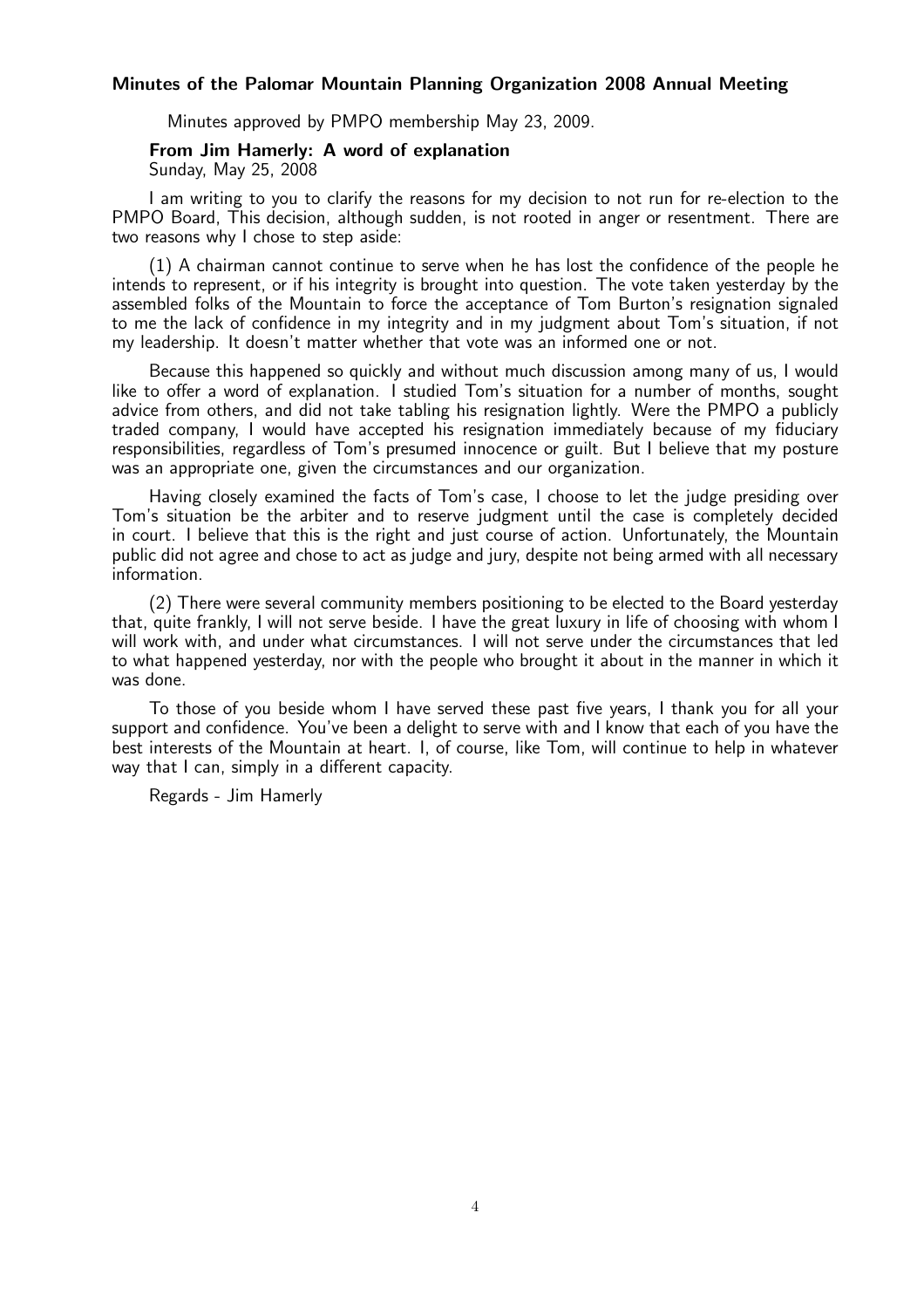**Minutes of the Palomar Mountain Planning Organization 2008 Annual Meeting**

Minutes approved by PMPO membership May 23, 2009.

### From Jim Hamerly: A word of explanation

Sunday, May 25, 2008

I am writing to you to clarify the reasons for my decision to not run for re-election to the PMPO Board, This decision, although sudden, is not rooted in anger or resentment. There are two reasons why I chose to step aside:

(1) A chairman cannot continue to serve when he has lost the confidence of the people he intends to represent, or if his integrity is brought into question. The vote taken yesterday by the assembled folks of the Mountain to force the acceptance of Tom Burton's resignation signaled to me the lack of confidence in my integrity and in my judgment about Tom's situation, if not my leadership. It doesn't matter whether that vote was an informed one or not.

Because this happened so quickly and without much discussion among many of us, I would like to offer a word of explanation. I studied Tom's situation for a number of months, sought advice from others, and did not take tabling his resignation lightly. Were the PMPO a publicly traded company, I would have accepted his resignation immediately because of my fiduciary responsibilities, regardless of Tom's presumed innocence or guilt. But I believe that my posture was an appropriate one, given the circumstances and our organization.

Having closely examined the facts of Tom's case, I choose to let the judge presiding over Tom's situation be the arbiter and to reserve judgment until the case is completely decided in court. I believe that this is the right and just course of action. Unfortunately, the Mountain public did not agree and chose to act as judge and jury, despite not being armed with all necessary information.

(2) There were several community members positioning to be elected to the Board yesterday that, quite frankly, I will not serve beside. I have the great luxury in life of choosing with whom I will work with, and under what circumstances. I will not serve under the circumstances that led to what happened yesterday, nor with the people who brought it about in the manner in which it was done.

To those of you beside whom I have served these past five years, I thank you for all your support and confidence. You've been a delight to serve with and I know that each of you have the best interests of the Mountain at heart. I, of course, like Tom, will continue to help in whatever way that I can, simply in a different capacity.

Regards - Jim Hamerly